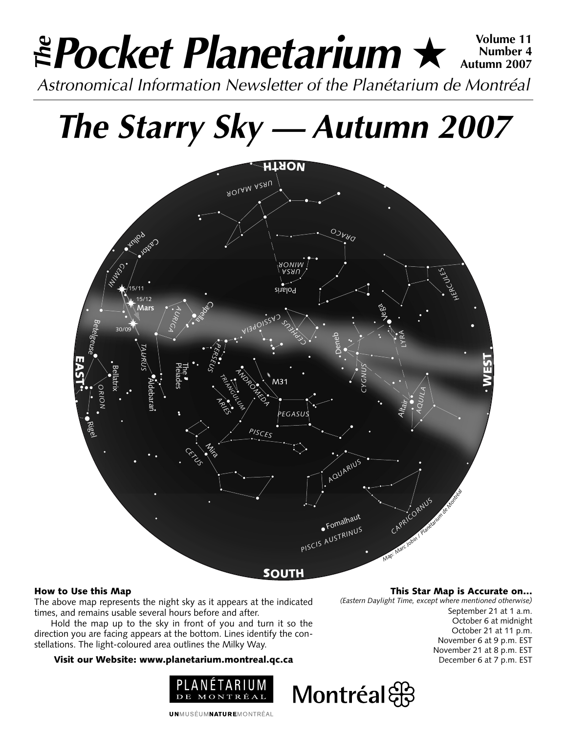# *The* Pocket Planetarium ★

**Volume 11**
**Number 4**
**Autumn 2007**

*Astronomical Information Newsletter of the Planétarium de Montréal*

# *The Starry Sky — Autumn 2007*

### How to Use this Map

The above map represents the night sky as it appears at the indicated times, and remains usable several hours before and after.

Hold the map up to the sky in front of you and turn it so the direction you are facing appears at the bottom. Lines identify the constellations. The light-coloured area outlines the Milky Way.

**Visit our Website: www.planetarium.montreal.qc.ca**

### This Star Map is Accurate on…

*(Eastern Daylight Time, except where mentioned otherwise)*

September 21 at 1 a.m.
October 6 at midnight
October 21 at 11 p.m.
November 6 at 9 p.m. EST
November 21 at 8 p.m. EST
December 6 at 7 p.m. EST

PLANÉTARIUM DE MONTRÉAL

Montréal

UNMUSÉUMNATUREMONTRÉAL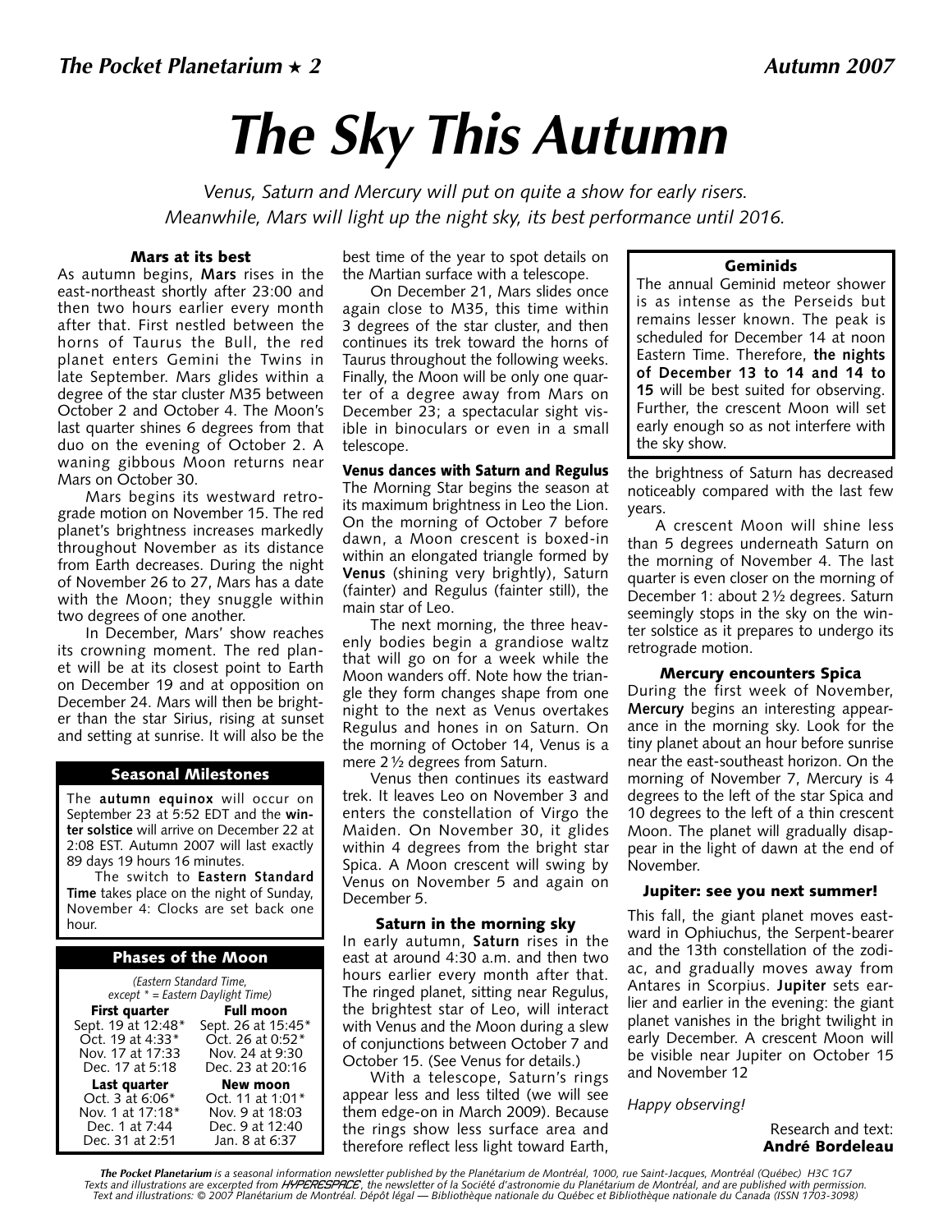# The Sky This Autumn

*Venus, Saturn and Mercury will put on quite a show for early risers. Meanwhile, Mars will light up the night sky, its best performance until 2016.*

### Mars at its best

As autumn begins, **Mars** rises in the east-northeast shortly after 23:00 and then two hours earlier every month after that. First nestled between the horns of Taurus the Bull, the red planet enters Gemini the Twins in late September. Mars glides within a degree of the star cluster M35 between October 2 and October 4. The Moon's last quarter shines 6 degrees from that duo on the evening of October 2. A waning gibbous Moon returns near Mars on October 30.

Mars begins its westward retrograde motion on November 15. The red planet's brightness increases markedly throughout November as its distance from Earth decreases. During the night of November 26 to 27, Mars has a date with the Moon; they snuggle within two degrees of one another.

In December, Mars' show reaches its crowning moment. The red planet will be at its closest point to Earth on December 19 and at opposition on December 24. Mars will then be brighter than the star Sirius, rising at sunset and setting at sunrise. It will also be the best time of the year to spot details on the Martian surface with a telescope.

On December 21, Mars slides once again close to M35, this time within 3 degrees of the star cluster, and then continues its trek toward the horns of Taurus throughout the following weeks. Finally, the Moon will be only one quarter of a degree away from Mars on December 23; a spectacular sight visible in binoculars or even in a small telescope.

### Seasonal Milestones

The **autumn equinox** will occur on September 23 at 5:52 EDT and the **winter solstice** will arrive on December 22 at 2:08 EST. Autumn 2007 will last exactly 89 days 19 hours 16 minutes.

The switch to **Eastern Standard Time** takes place on the night of Sunday, November 4: Clocks are set back one hour.

### Phases of the Moon

*(Eastern Standard Time, except * = Eastern Daylight Time)*

| First quarter | Full moon |
|---|---|
| Sept. 19 at 12:48* | Sept. 26 at 15:45* |
| Oct. 19 at 4:33* | Oct. 26 at 0:52* |
| Nov. 17 at 17:33 | Nov. 24 at 9:30 |
| Dec. 17 at 5:18 | Dec. 23 at 20:16 |
| **Last quarter** | **New moon** |
| Oct. 3 at 6:06* | Oct. 11 at 1:01* |
| Nov. 1 at 17:18* | Nov. 9 at 18:03 |
| Dec. 1 at 7:44 | Dec. 9 at 12:40 |
| Dec. 31 at 2:51 | Jan. 8 at 6:37 |

### Venus dances with Saturn and Regulus

The Morning Star begins the season at its maximum brightness in Leo the Lion. On the morning of October 7 before dawn, a Moon crescent is boxed-in within an elongated triangle formed by **Venus** (shining very brightly), Saturn (fainter) and Regulus (fainter still), the main star of Leo.

The next morning, the three heavenly bodies begin a grandiose waltz that will go on for a week while the Moon wanders off. Note how the triangle they form changes shape from one night to the next as Venus overtakes Regulus and hones in on Saturn. On the morning of October 14, Venus is a mere 2½ degrees from Saturn.

Venus then continues its eastward trek. It leaves Leo on November 3 and enters the constellation of Virgo the Maiden. On November 30, it glides within 4 degrees from the bright star Spica. A Moon crescent will swing by Venus on November 5 and again on December 5.

### Saturn in the morning sky

In early autumn, **Saturn** rises in the east at around 4:30 a.m. and then two hours earlier every month after that. The ringed planet, sitting near Regulus, the brightest star of Leo, will interact with Venus and the Moon during a slew of conjunctions between October 7 and October 15. (See Venus for details.)

With a telescope, Saturn's rings appear less and less tilted (we will see them edge-on in March 2009). Because the rings show less surface area and therefore reflect less light toward Earth, the brightness of Saturn has decreased noticeably compared with the last few years.

A crescent Moon will shine less than 5 degrees underneath Saturn on the morning of November 4. The last quarter is even closer on the morning of December 1: about 2½ degrees. Saturn seemingly stops in the sky on the winter solstice as it prepares to undergo its retrograde motion.

### Geminids

The annual Geminid meteor shower is as intense as the Perseids but remains lesser known. The peak is scheduled for December 14 at noon Eastern Time. Therefore, **the nights of December 13 to 14 and 14 to 15** will be best suited for observing. Further, the crescent Moon will set early enough so as not interfere with the sky show.

### Mercury encounters Spica

During the first week of November, **Mercury** begins an interesting appearance in the morning sky. Look for the tiny planet about an hour before sunrise near the east-southeast horizon. On the morning of November 7, Mercury is 4 degrees to the left of the star Spica and 10 degrees to the left of a thin crescent Moon. The planet will gradually disappear in the light of dawn at the end of November.

### Jupiter: see you next summer!

This fall, the giant planet moves eastward in Ophiuchus, the Serpent-bearer and the 13th constellation of the zodiac, and gradually moves away from Antares in Scorpius. **Jupiter** sets earlier and earlier in the evening: the giant planet vanishes in the bright twilight in early December. A crescent Moon will be visible near Jupiter on October 15 and November 12

*Happy observing!*

Research and text:
**André Bordeleau**

*The Pocket Planetarium* is a seasonal information newsletter published by the Planétarium de Montréal, 1000, rue Saint-Jacques, Montréal (Québec) H3C 1G7
Texts and illustrations are excerpted from *HYPERESPACE*, the newsletter of la Société d'astronomie du Planétarium de Montréal, and are published with permission.
Text and illustrations: © 2007 Planétarium de Montréal. Dépôt légal — Bibliothèque nationale du Québec et Bibliothèque nationale du Canada (ISSN 1703-3098)